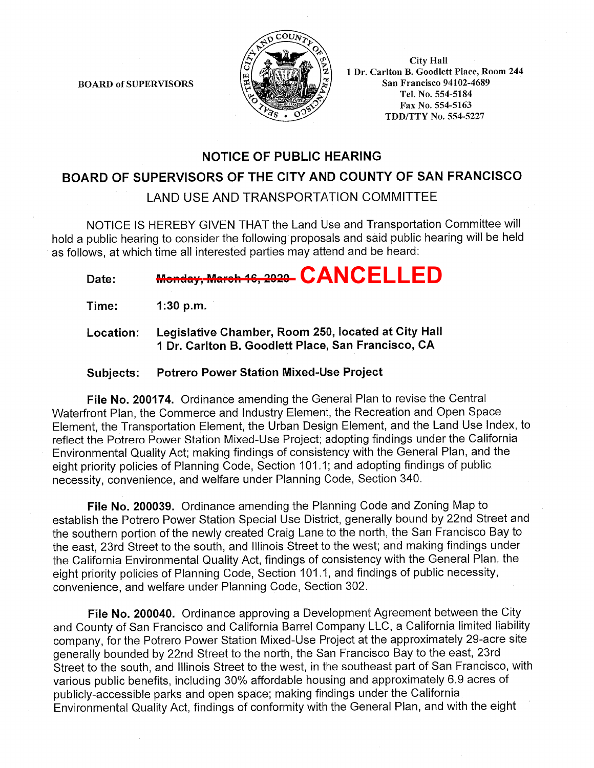BOARD of SUPERVISORS

City Hall
1 Dr. Carlton B. Goodlett Place, Room 244
San Francisco 94102-4689
Tel. No. 554-5184
Fax No. 554-5163
TDD/TTY No. 554-5227

# NOTICE OF PUBLIC HEARING

## BOARD OF SUPERVISORS OF THE CITY AND COUNTY OF SAN FRANCISCO

### LAND USE AND TRANSPORTATION COMMITTEE

NOTICE IS HEREBY GIVEN THAT the Land Use and Transportation Committee will hold a public hearing to consider the following proposals and said public hearing will be held as follows, at which time all interested parties may attend and be heard:

**Date:** ~~**Monday, March 16, 2020**~~ **CANCELLED**

**Time:** **1:30 p.m.**

**Location:** **Legislative Chamber, Room 250, located at City Hall 1 Dr. Carlton B. Goodlett Place, San Francisco, CA**

**Subjects:** **Potrero Power Station Mixed-Use Project**

**File No. 200174.** Ordinance amending the General Plan to revise the Central Waterfront Plan, the Commerce and Industry Element, the Recreation and Open Space Element, the Transportation Element, the Urban Design Element, and the Land Use Index, to reflect the Potrero Power Station Mixed-Use Project; adopting findings under the California Environmental Quality Act; making findings of consistency with the General Plan, and the eight priority policies of Planning Code, Section 101.1; and adopting findings of public necessity, convenience, and welfare under Planning Code, Section 340.

**File No. 200039.** Ordinance amending the Planning Code and Zoning Map to establish the Potrero Power Station Special Use District, generally bound by 22nd Street and the southern portion of the newly created Craig Lane to the north, the San Francisco Bay to the east, 23rd Street to the south, and Illinois Street to the west; and making findings under the California Environmental Quality Act, findings of consistency with the General Plan, the eight priority policies of Planning Code, Section 101.1, and findings of public necessity, convenience, and welfare under Planning Code, Section 302.

**File No. 200040.** Ordinance approving a Development Agreement between the City and County of San Francisco and California Barrel Company LLC, a California limited liability company, for the Potrero Power Station Mixed-Use Project at the approximately 29-acre site generally bounded by 22nd Street to the north, the San Francisco Bay to the east, 23rd Street to the south, and Illinois Street to the west, in the southeast part of San Francisco, with various public benefits, including 30% affordable housing and approximately 6.9 acres of publicly-accessible parks and open space; making findings under the California Environmental Quality Act, findings of conformity with the General Plan, and with the eight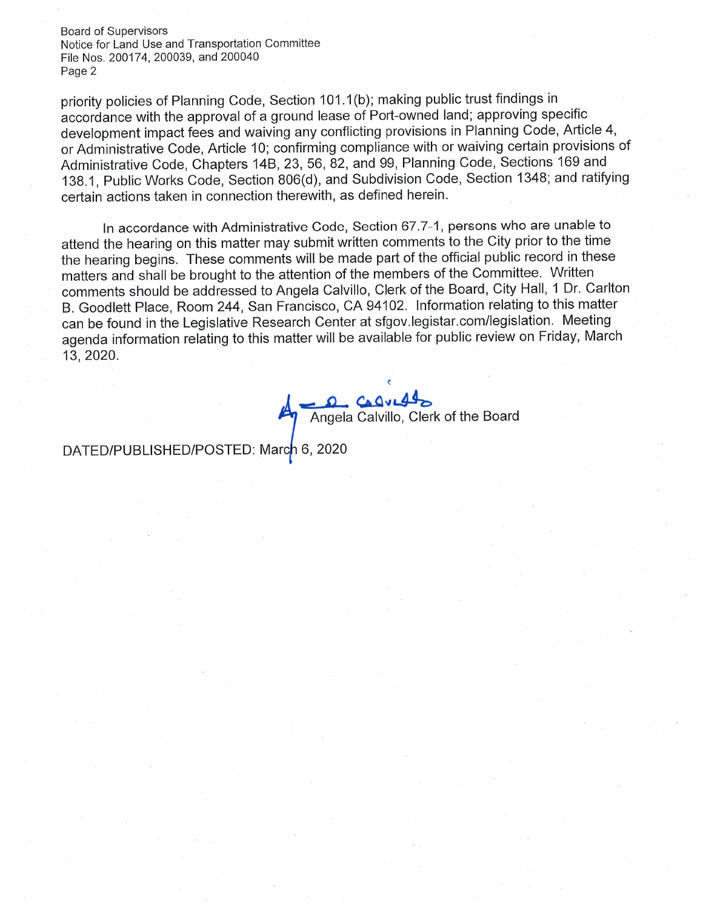priority policies of Planning Code, Section 101.1(b); making public trust findings in accordance with the approval of a ground lease of Port-owned land; approving specific development impact fees and waiving any conflicting provisions in Planning Code, Article 4, or Administrative Code, Article 10; confirming compliance with or waiving certain provisions of Administrative Code, Chapters 14B, 23, 56, 82, and 99, Planning Code, Sections 169 and 138.1, Public Works Code, Section 806(d), and Subdivision Code, Section 1348; and ratifying certain actions taken in connection therewith, as defined herein.

In accordance with Administrative Code, Section 67.7-1, persons who are unable to attend the hearing on this matter may submit written comments to the City prior to the time the hearing begins. These comments will be made part of the official public record in these matters and shall be brought to the attention of the members of the Committee. Written comments should be addressed to Angela Calvillo, Clerk of the Board, City Hall, 1 Dr. Carlton B. Goodlett Place, Room 244, San Francisco, CA 94102. Information relating to this matter can be found in the Legislative Research Center at sfgov.legistar.com/legislation. Meeting agenda information relating to this matter will be available for public review on Friday, March 13, 2020.

Angela Calvillo, Clerk of the Board

DATED/PUBLISHED/POSTED: March 6, 2020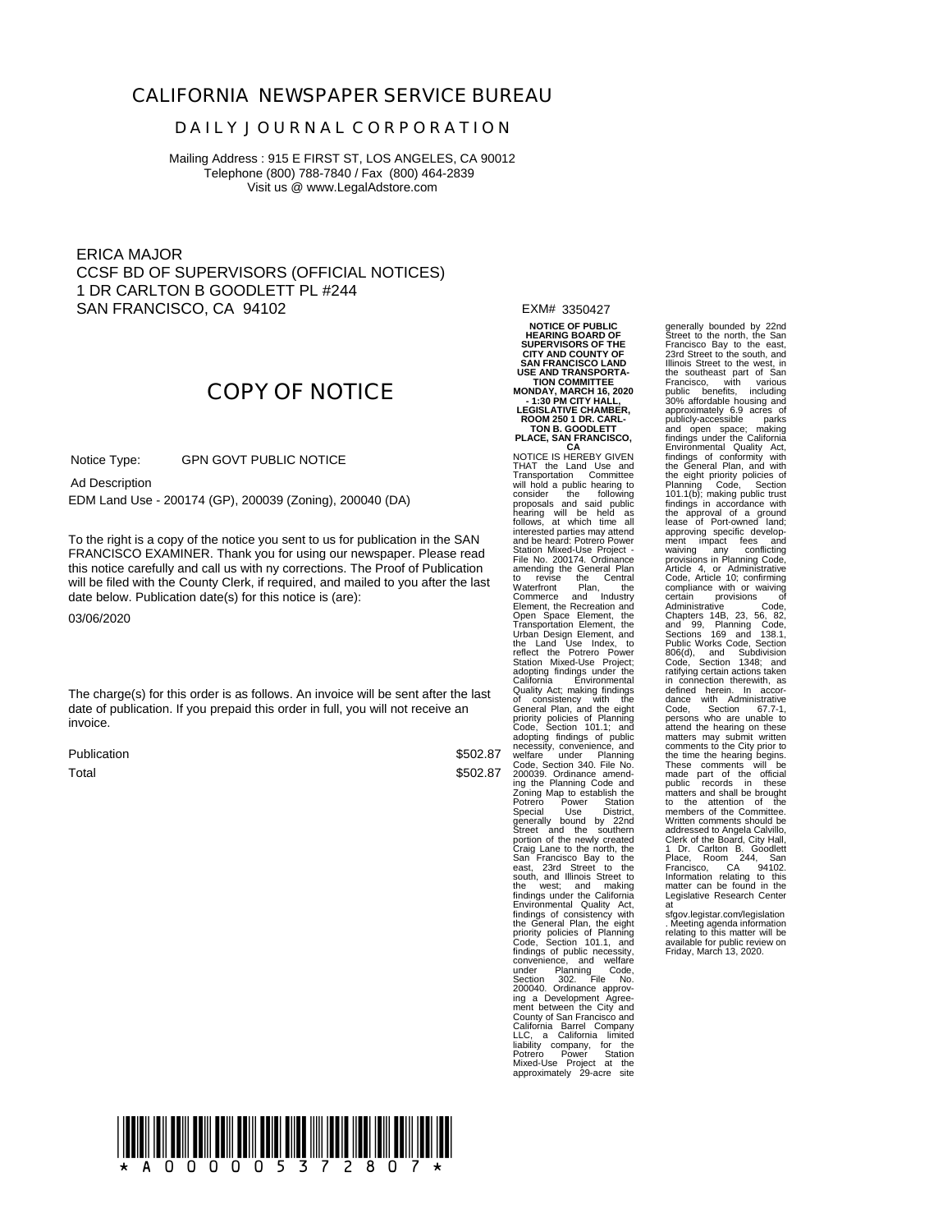# CALIFORNIA NEWSPAPER SERVICE BUREAU

## DAILY JOURNAL CORPORATION

Mailing Address : 915 E FIRST ST, LOS ANGELES, CA 90012
Telephone (800) 788-7840 / Fax (800) 464-2839
Visit us @ www.LegalAdstore.com

ERICA MAJOR
CCSF BD OF SUPERVISORS (OFFICIAL NOTICES)
1 DR CARLTON B GOODLETT PL #244
SAN FRANCISCO, CA 94102

## COPY OF NOTICE

Notice Type: GPN GOVT PUBLIC NOTICE

Ad Description

EDM Land Use - 200174 (GP), 200039 (Zoning), 200040 (DA)

To the right is a copy of the notice you sent to us for publication in the SAN FRANCISCO EXAMINER. Thank you for using our newspaper. Please read this notice carefully and call us with ny corrections. The Proof of Publication will be filed with the County Clerk, if required, and mailed to you after the last date below. Publication date(s) for this notice is (are):

03/06/2020

The charge(s) for this order is as follows. An invoice will be sent after the last date of publication. If you prepaid this order in full, you will not receive an invoice.

| | |
|---|---|
| Publication | $502.87 |
| Total | $502.87 |

EXM# 3350427

**NOTICE OF PUBLIC HEARING BOARD OF SUPERVISORS OF THE CITY AND COUNTY OF SAN FRANCISCO LAND USE AND TRANSPORTATION COMMITTEE MONDAY, MARCH 16, 2020 - 1:30 PM CITY HALL, LEGISLATIVE CHAMBER, ROOM 250 1 DR. CARLTON B. GOODLETT PLACE, SAN FRANCISCO, CA**

NOTICE IS HEREBY GIVEN THAT the Land Use and Transportation Committee will hold a public hearing to consider the following proposals and said public hearing will be held as follows, at which time all interested parties may attend and be heard: Potrero Power Station Mixed-Use Project - File No. 200174. Ordinance amending the General Plan to revise the Central Waterfront Plan, the Commerce and Industry Element, the Recreation and Open Space Element, the Transportation Element, the Urban Design Element, and the Land Use Index, to reflect the Potrero Power Station Mixed-Use Project; adopting findings under the California Environmental Quality Act; making findings of consistency with the General Plan, and the eight priority policies of Planning Code, Section 101.1; and adopting findings of public necessity, convenience, and welfare under Planning Code, Section 340. File No. 200039. Ordinance amending the Planning Code and Zoning Map to establish the Potrero Power Station Special Use District, generally bound by 22nd Street and the southern portion of the newly created Craig Lane to the north, the San Francisco Bay to the east, 23rd Street to the south, and Illinois Street to the west; and making findings under the California Environmental Quality Act, findings of consistency with the General Plan, the eight priority policies of Planning Code, Section 101.1, and findings of public necessity, convenience, and welfare under Planning Code, Section 302. File No. 200040. Ordinance approving a Development Agreement between the City and County of San Francisco and California Barrel Company LLC, a California limited liability company, for the Potrero Power Station Mixed-Use Project at the approximately 29-acre site generally bounded by 22nd Street to the north, the San Francisco Bay to the east, 23rd Street to the south, and Illinois Street to the west, in the southeast part of San Francisco, with various public benefits, including 30% affordable housing and approximately 6.9 acres of publicly-accessible parks and open space; making findings under the California Environmental Quality Act, findings of conformity with the General Plan, and with the eight priority policies of Planning Code, Section 101.1(b); making public trust findings in accordance with the approval of a ground lease of Port-owned land; approving specific development impact fees and waiving any conflicting provisions in Planning Code, Article 4, or Administrative Code, Article 10; confirming compliance with or waiving certain provisions of Administrative Code, Chapters 14B, 23, 56, 82, and 99, Planning Code, Sections 169 and 138.1, Public Works Code, Section 806(d), and Subdivision Code, Section 1348; and ratifying certain actions taken in connection therewith, as defined herein. In accordance with Administrative Code, Section 67.7-1, persons who are unable to attend the hearing on these matters may submit written comments to the City prior to the time the hearing begins. These comments will be made part of the official public records in these matters and shall be brought to the attention of the members of the Committee. Written comments should be addressed to Angela Calvillo, Clerk of the Board, City Hall, 1 Dr. Carlton B. Goodlett Place, Room 244, San Francisco, CA 94102. Information relating to this matter can be found in the Legislative Research Center at sfgov.legistar.com/legislation. Meeting agenda information relating to this matter will be available for public review on Friday, March 13, 2020.

\* A 0 0 0 0 0 5 3 7 2 8 0 7 \*